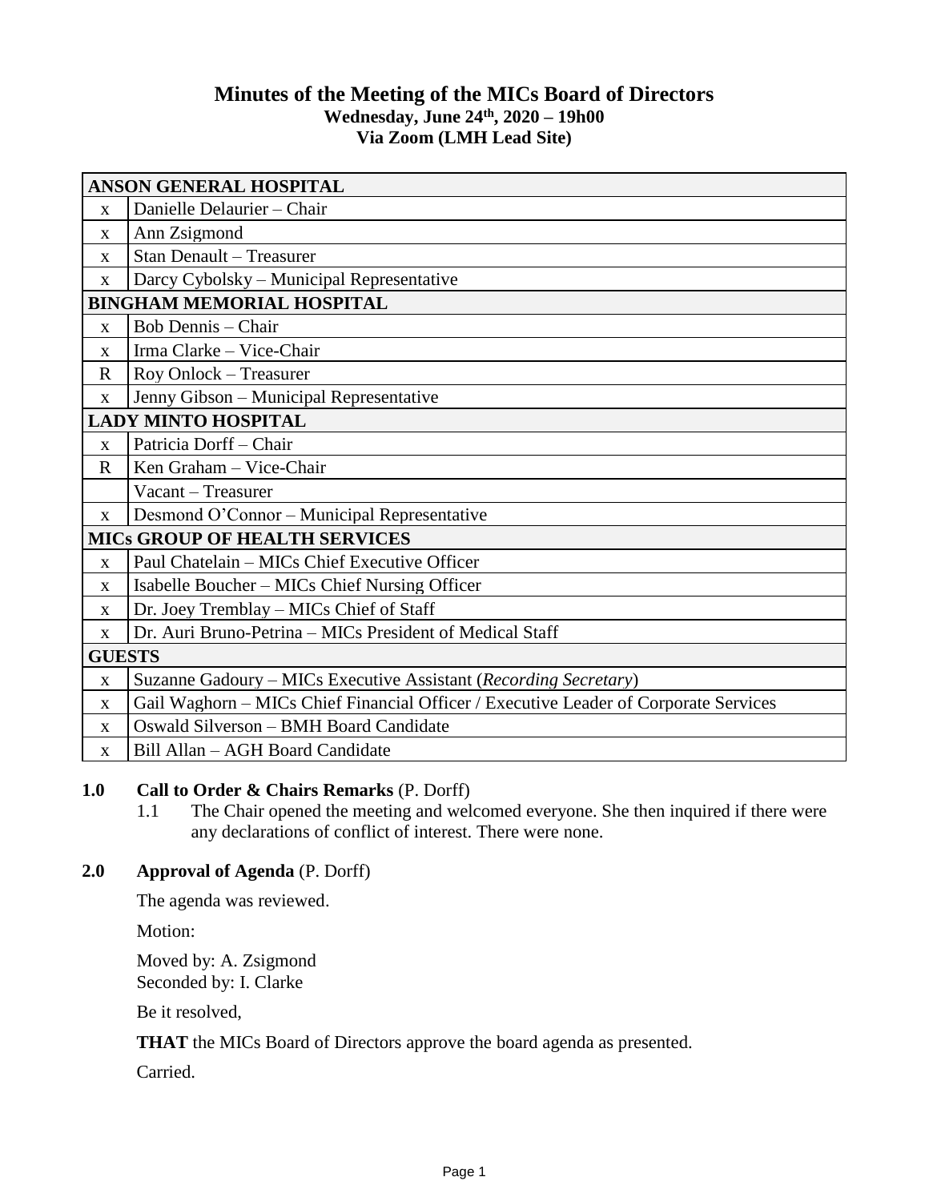# Minutes of the Meeting of the MICs Board of Directors

**Wednesday, June 24th, 2020 – 19h00**
**Via Zoom (LMH Lead Site)**

| | |
|---|---|
| **ANSON GENERAL HOSPITAL** | |
| x | Danielle Delaurier – Chair |
| x | Ann Zsigmond |
| x | Stan Denault – Treasurer |
| x | Darcy Cybolsky – Municipal Representative |
| **BINGHAM MEMORIAL HOSPITAL** | |
| x | Bob Dennis – Chair |
| x | Irma Clarke – Vice-Chair |
| R | Roy Onlock – Treasurer |
| x | Jenny Gibson – Municipal Representative |
| **LADY MINTO HOSPITAL** | |
| x | Patricia Dorff – Chair |
| R | Ken Graham – Vice-Chair |
| | Vacant – Treasurer |
| x | Desmond O'Connor – Municipal Representative |
| **MICs GROUP OF HEALTH SERVICES** | |
| x | Paul Chatelain – MICs Chief Executive Officer |
| x | Isabelle Boucher – MICs Chief Nursing Officer |
| x | Dr. Joey Tremblay – MICs Chief of Staff |
| x | Dr. Auri Bruno-Petrina – MICs President of Medical Staff |
| **GUESTS** | |
| x | Suzanne Gadoury – MICs Executive Assistant (*Recording Secretary*) |
| x | Gail Waghorn – MICs Chief Financial Officer / Executive Leader of Corporate Services |
| x | Oswald Silverson – BMH Board Candidate |
| x | Bill Allan – AGH Board Candidate |

## 1.0 Call to Order & Chairs Remarks (P. Dorff)

1.1 The Chair opened the meeting and welcomed everyone. She then inquired if there were any declarations of conflict of interest. There were none.

## 2.0 Approval of Agenda (P. Dorff)

The agenda was reviewed.

Motion:

Moved by: A. Zsigmond
Seconded by: I. Clarke

Be it resolved,

**THAT** the MICs Board of Directors approve the board agenda as presented.

Carried.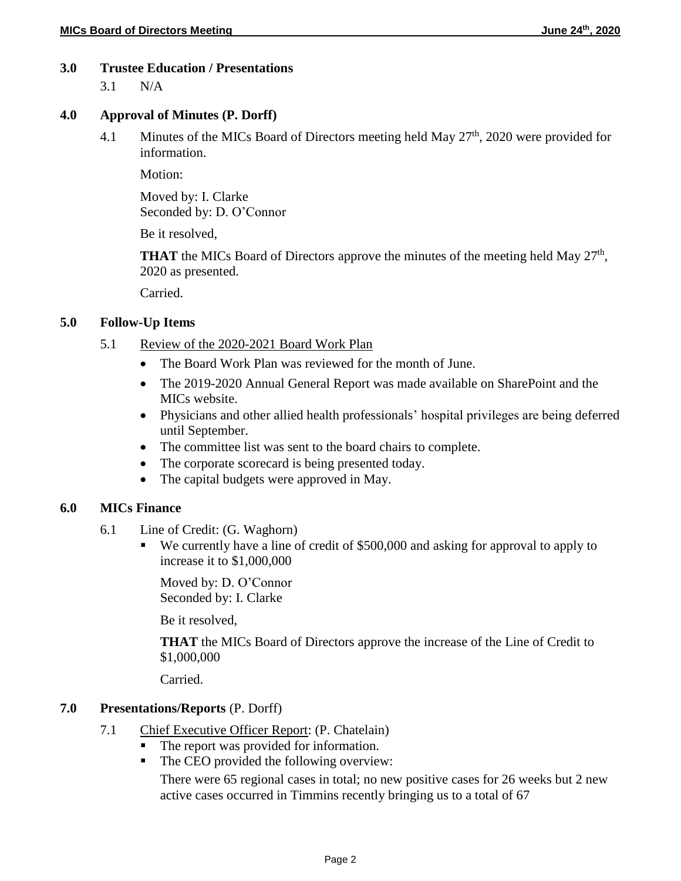## 3.0 Trustee Education / Presentations

3.1 N/A

## 4.0 Approval of Minutes (P. Dorff)

4.1 Minutes of the MICs Board of Directors meeting held May 27th, 2020 were provided for information.

Motion:

Moved by: I. Clarke
Seconded by: D. O'Connor

Be it resolved,

**THAT** the MICs Board of Directors approve the minutes of the meeting held May 27th, 2020 as presented.

Carried.

## 5.0 Follow-Up Items

5.1 Review of the 2020-2021 Board Work Plan

- The Board Work Plan was reviewed for the month of June.
- The 2019-2020 Annual General Report was made available on SharePoint and the MICs website.
- Physicians and other allied health professionals' hospital privileges are being deferred until September.
- The committee list was sent to the board chairs to complete.
- The corporate scorecard is being presented today.
- The capital budgets were approved in May.

## 6.0 MICs Finance

6.1 Line of Credit: (G. Waghorn)

- We currently have a line of credit of $500,000 and asking for approval to apply to increase it to $1,000,000

Moved by: D. O'Connor
Seconded by: I. Clarke

Be it resolved,

**THAT** the MICs Board of Directors approve the increase of the Line of Credit to $1,000,000

Carried.

## 7.0 Presentations/Reports (P. Dorff)

7.1 Chief Executive Officer Report: (P. Chatelain)

- The report was provided for information.
- The CEO provided the following overview:

  There were 65 regional cases in total; no new positive cases for 26 weeks but 2 new active cases occurred in Timmins recently bringing us to a total of 67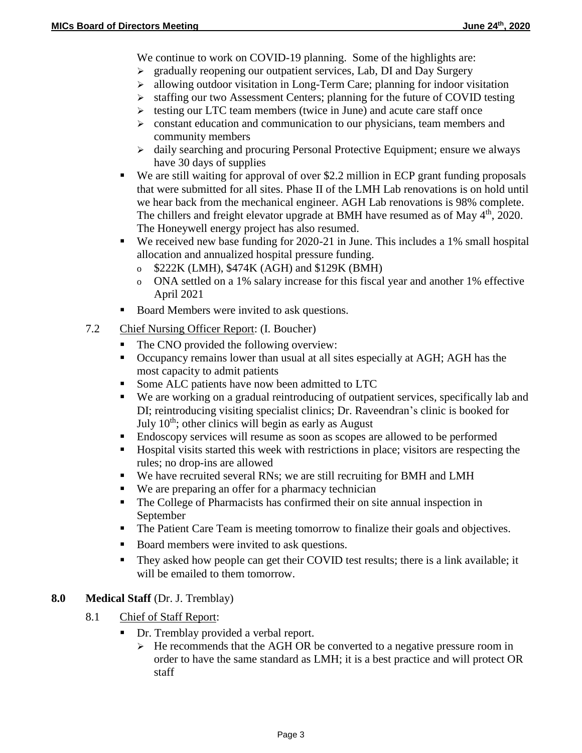We continue to work on COVID-19 planning. Some of the highlights are:

- gradually reopening our outpatient services, Lab, DI and Day Surgery
- allowing outdoor visitation in Long-Term Care; planning for indoor visitation
- staffing our two Assessment Centers; planning for the future of COVID testing
- testing our LTC team members (twice in June) and acute care staff once
- constant education and communication to our physicians, team members and community members
- daily searching and procuring Personal Protective Equipment; ensure we always have 30 days of supplies

- We are still waiting for approval of over $2.2 million in ECP grant funding proposals that were submitted for all sites. Phase II of the LMH Lab renovations is on hold until we hear back from the mechanical engineer. AGH Lab renovations is 98% complete. The chillers and freight elevator upgrade at BMH have resumed as of May 4th, 2020. The Honeywell energy project has also resumed.
- We received new base funding for 2020-21 in June. This includes a 1% small hospital allocation and annualized hospital pressure funding.
  - $222K (LMH), $474K (AGH) and $129K (BMH)
  - ONA settled on a 1% salary increase for this fiscal year and another 1% effective April 2021
- Board Members were invited to ask questions.

7.2 Chief Nursing Officer Report: (I. Boucher)

- The CNO provided the following overview:
- Occupancy remains lower than usual at all sites especially at AGH; AGH has the most capacity to admit patients
- Some ALC patients have now been admitted to LTC
- We are working on a gradual reintroducing of outpatient services, specifically lab and DI; reintroducing visiting specialist clinics; Dr. Raveendran's clinic is booked for July 10th; other clinics will begin as early as August
- Endoscopy services will resume as soon as scopes are allowed to be performed
- Hospital visits started this week with restrictions in place; visitors are respecting the rules; no drop-ins are allowed
- We have recruited several RNs; we are still recruiting for BMH and LMH
- We are preparing an offer for a pharmacy technician
- The College of Pharmacists has confirmed their on site annual inspection in September
- The Patient Care Team is meeting tomorrow to finalize their goals and objectives.
- Board members were invited to ask questions.
- They asked how people can get their COVID test results; there is a link available; it will be emailed to them tomorrow.

**8.0 Medical Staff** (Dr. J. Tremblay)

8.1 Chief of Staff Report:

- Dr. Tremblay provided a verbal report.
  - He recommends that the AGH OR be converted to a negative pressure room in order to have the same standard as LMH; it is a best practice and will protect OR staff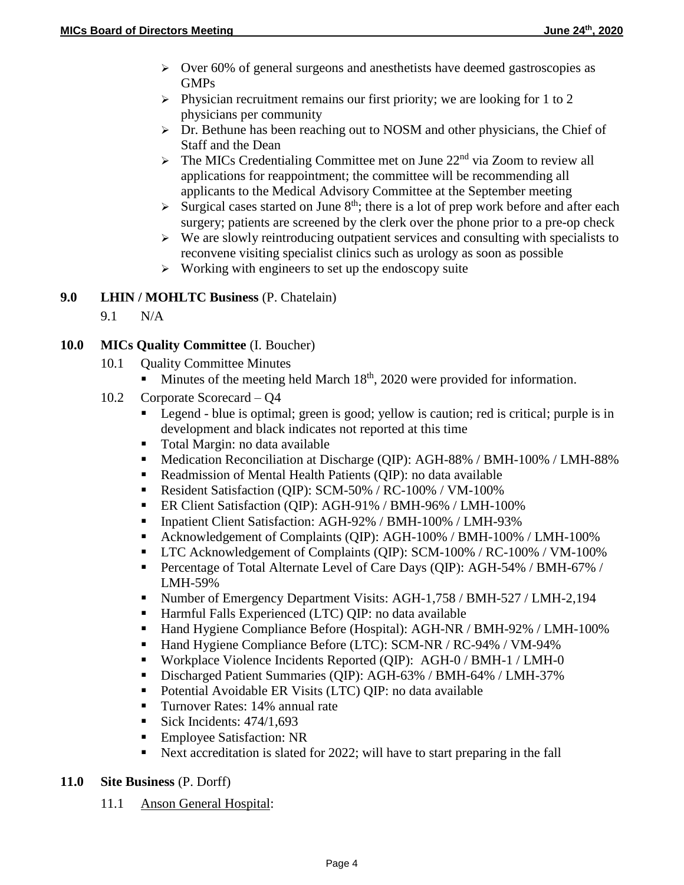- Over 60% of general surgeons and anesthetists have deemed gastroscopies as GMPs
- Physician recruitment remains our first priority; we are looking for 1 to 2 physicians per community
- Dr. Bethune has been reaching out to NOSM and other physicians, the Chief of Staff and the Dean
- The MICs Credentialing Committee met on June 22nd via Zoom to review all applications for reappointment; the committee will be recommending all applicants to the Medical Advisory Committee at the September meeting
- Surgical cases started on June 8th; there is a lot of prep work before and after each surgery; patients are screened by the clerk over the phone prior to a pre-op check
- We are slowly reintroducing outpatient services and consulting with specialists to reconvene visiting specialist clinics such as urology as soon as possible
- Working with engineers to set up the endoscopy suite

## 9.0 LHIN / MOHLTC Business (P. Chatelain)

9.1 N/A

## 10.0 MICs Quality Committee (I. Boucher)

10.1 Quality Committee Minutes

- Minutes of the meeting held March 18th, 2020 were provided for information.

10.2 Corporate Scorecard – Q4

- Legend - blue is optimal; green is good; yellow is caution; red is critical; purple is in development and black indicates not reported at this time
- Total Margin: no data available
- Medication Reconciliation at Discharge (QIP): AGH-88% / BMH-100% / LMH-88%
- Readmission of Mental Health Patients (QIP): no data available
- Resident Satisfaction (QIP): SCM-50% / RC-100% / VM-100%
- ER Client Satisfaction (QIP): AGH-91% / BMH-96% / LMH-100%
- Inpatient Client Satisfaction: AGH-92% / BMH-100% / LMH-93%
- Acknowledgement of Complaints (QIP): AGH-100% / BMH-100% / LMH-100%
- LTC Acknowledgement of Complaints (QIP): SCM-100% / RC-100% / VM-100%
- Percentage of Total Alternate Level of Care Days (QIP): AGH-54% / BMH-67% / LMH-59%
- Number of Emergency Department Visits: AGH-1,758 / BMH-527 / LMH-2,194
- Harmful Falls Experienced (LTC) QIP: no data available
- Hand Hygiene Compliance Before (Hospital): AGH-NR / BMH-92% / LMH-100%
- Hand Hygiene Compliance Before (LTC): SCM-NR / RC-94% / VM-94%
- Workplace Violence Incidents Reported (QIP): AGH-0 / BMH-1 / LMH-0
- Discharged Patient Summaries (QIP): AGH-63% / BMH-64% / LMH-37%
- Potential Avoidable ER Visits (LTC) QIP: no data available
- Turnover Rates: 14% annual rate
- Sick Incidents: 474/1,693
- Employee Satisfaction: NR
- Next accreditation is slated for 2022; will have to start preparing in the fall

## 11.0 Site Business (P. Dorff)

11.1 Anson General Hospital: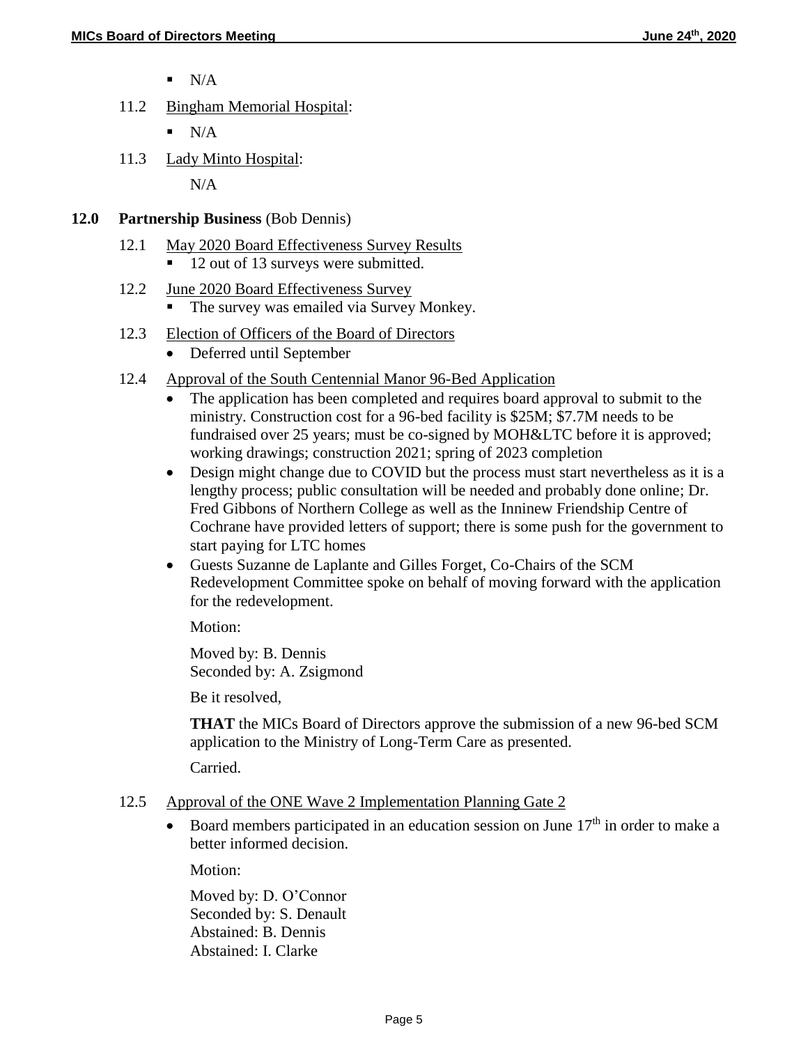- N/A

11.2 Bingham Memorial Hospital:

- N/A

11.3 Lady Minto Hospital:

N/A

## 12.0 Partnership Business (Bob Dennis)

12.1 May 2020 Board Effectiveness Survey Results

- 12 out of 13 surveys were submitted.

12.2 June 2020 Board Effectiveness Survey

- The survey was emailed via Survey Monkey.

12.3 Election of Officers of the Board of Directors

- Deferred until September

12.4 Approval of the South Centennial Manor 96-Bed Application

- The application has been completed and requires board approval to submit to the ministry. Construction cost for a 96-bed facility is $25M; $7.7M needs to be fundraised over 25 years; must be co-signed by MOH&LTC before it is approved; working drawings; construction 2021; spring of 2023 completion
- Design might change due to COVID but the process must start nevertheless as it is a lengthy process; public consultation will be needed and probably done online; Dr. Fred Gibbons of Northern College as well as the Inninew Friendship Centre of Cochrane have provided letters of support; there is some push for the government to start paying for LTC homes
- Guests Suzanne de Laplante and Gilles Forget, Co-Chairs of the SCM Redevelopment Committee spoke on behalf of moving forward with the application for the redevelopment.

  Motion:

  Moved by: B. Dennis
  Seconded by: A. Zsigmond

  Be it resolved,

  **THAT** the MICs Board of Directors approve the submission of a new 96-bed SCM application to the Ministry of Long-Term Care as presented.

  Carried.

12.5 Approval of the ONE Wave 2 Implementation Planning Gate 2

- Board members participated in an education session on June 17th in order to make a better informed decision.

  Motion:

  Moved by: D. O'Connor
  Seconded by: S. Denault
  Abstained: B. Dennis
  Abstained: I. Clarke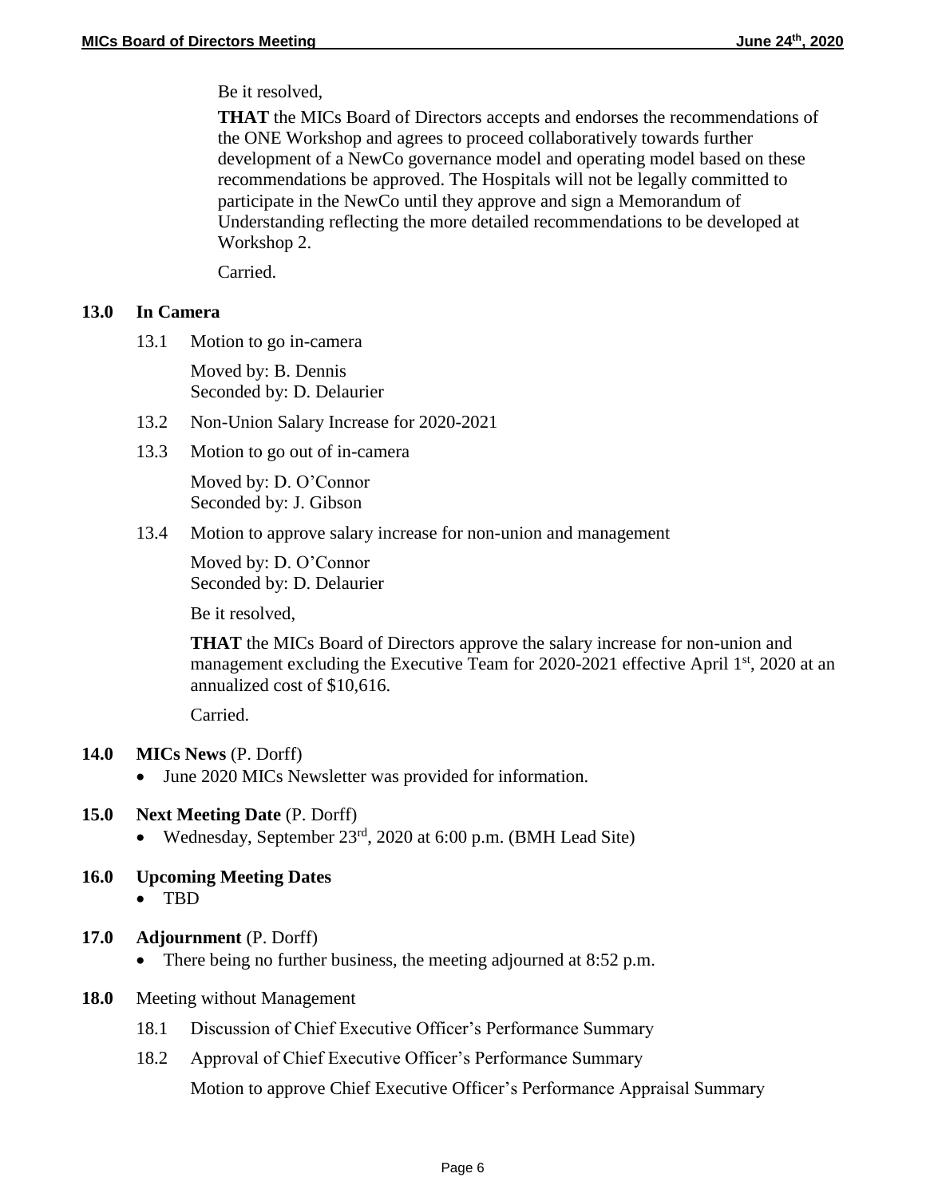Be it resolved,

**THAT** the MICs Board of Directors accepts and endorses the recommendations of the ONE Workshop and agrees to proceed collaboratively towards further development of a NewCo governance model and operating model based on these recommendations be approved. The Hospitals will not be legally committed to participate in the NewCo until they approve and sign a Memorandum of Understanding reflecting the more detailed recommendations to be developed at Workshop 2.

Carried.

**13.0 In Camera**

13.1 Motion to go in-camera

Moved by: B. Dennis
Seconded by: D. Delaurier

13.2 Non-Union Salary Increase for 2020-2021

13.3 Motion to go out of in-camera

Moved by: D. O'Connor
Seconded by: J. Gibson

13.4 Motion to approve salary increase for non-union and management

Moved by: D. O'Connor
Seconded by: D. Delaurier

Be it resolved,

**THAT** the MICs Board of Directors approve the salary increase for non-union and management excluding the Executive Team for 2020-2021 effective April 1st, 2020 at an annualized cost of $10,616.

Carried.

**14.0 MICs News** (P. Dorff)

- June 2020 MICs Newsletter was provided for information.

**15.0 Next Meeting Date** (P. Dorff)

- Wednesday, September 23rd, 2020 at 6:00 p.m. (BMH Lead Site)

**16.0 Upcoming Meeting Dates**

- TBD

**17.0 Adjournment** (P. Dorff)

- There being no further business, the meeting adjourned at 8:52 p.m.

**18.0** Meeting without Management

18.1 Discussion of Chief Executive Officer's Performance Summary

18.2 Approval of Chief Executive Officer's Performance Summary

Motion to approve Chief Executive Officer's Performance Appraisal Summary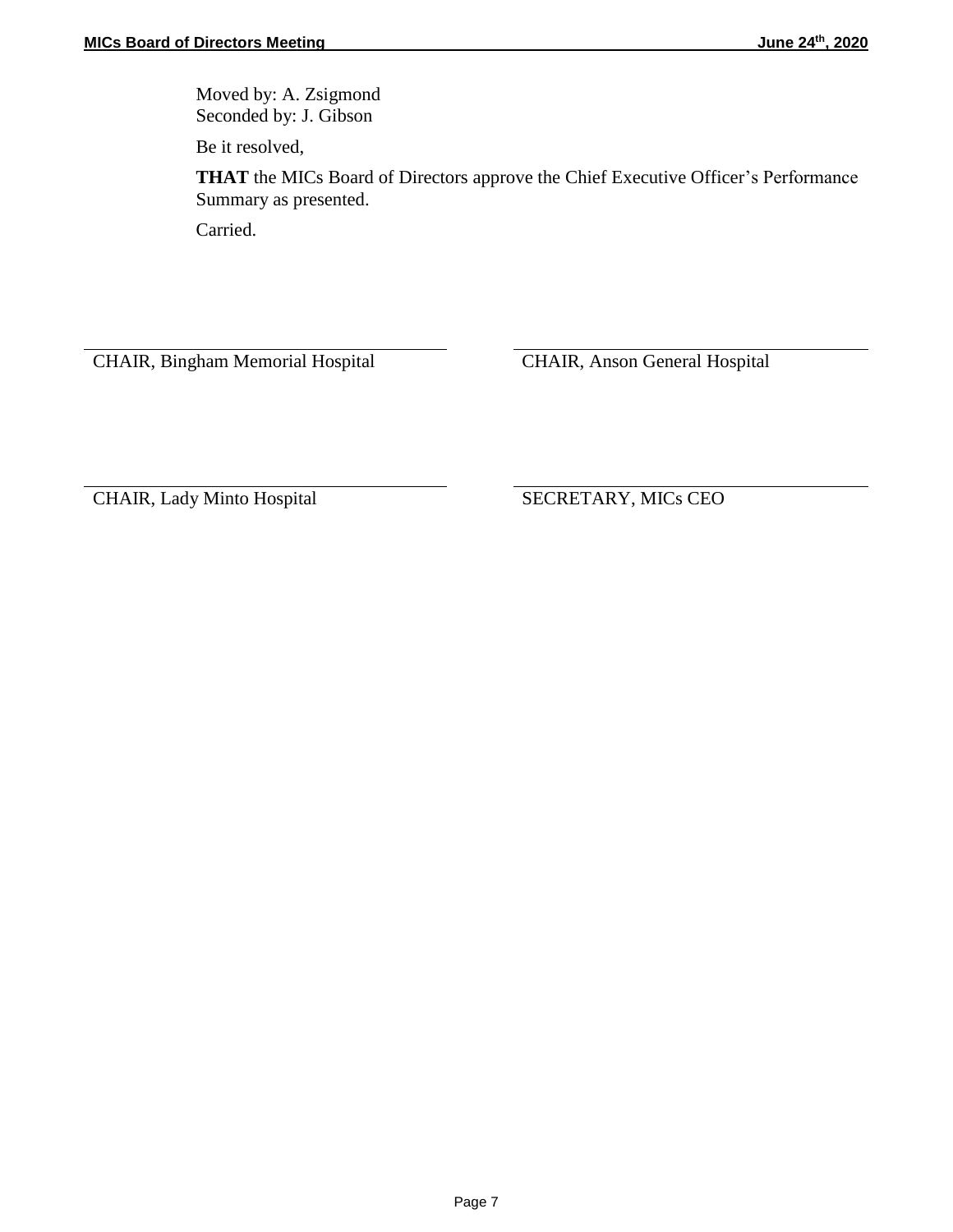Moved by: A. Zsigmond
Seconded by: J. Gibson

Be it resolved,

**THAT** the MICs Board of Directors approve the Chief Executive Officer's Performance Summary as presented.

Carried.

| | |
|---|---|
| CHAIR, Bingham Memorial Hospital | CHAIR, Anson General Hospital |
| CHAIR, Lady Minto Hospital | SECRETARY, MICs CEO |